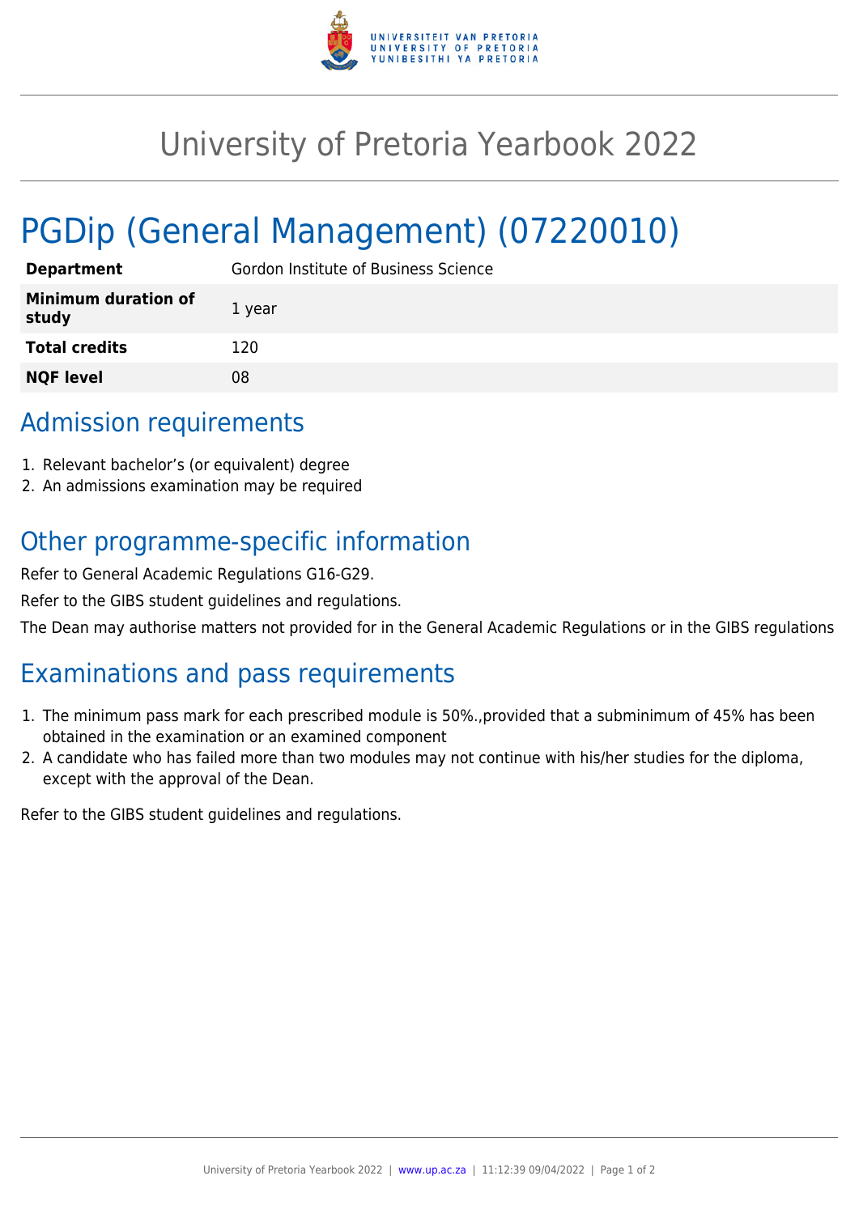# University of Pretoria Yearbook 2022

# PGDip (General Management) (07220010)

| | |
|---|---|
| **Department** | Gordon Institute of Business Science |
| **Minimum duration of study** | 1 year |
| **Total credits** | 120 |
| **NQF level** | 08 |

## Admission requirements

1. Relevant bachelor's (or equivalent) degree
2. An admissions examination may be required

## Other programme-specific information

Refer to General Academic Regulations G16-G29.

Refer to the GIBS student guidelines and regulations.

The Dean may authorise matters not provided for in the General Academic Regulations or in the GIBS regulations

## Examinations and pass requirements

1. The minimum pass mark for each prescribed module is 50%.,provided that a subminimum of 45% has been obtained in the examination or an examined component
2. A candidate who has failed more than two modules may not continue with his/her studies for the diploma, except with the approval of the Dean.

Refer to the GIBS student guidelines and regulations.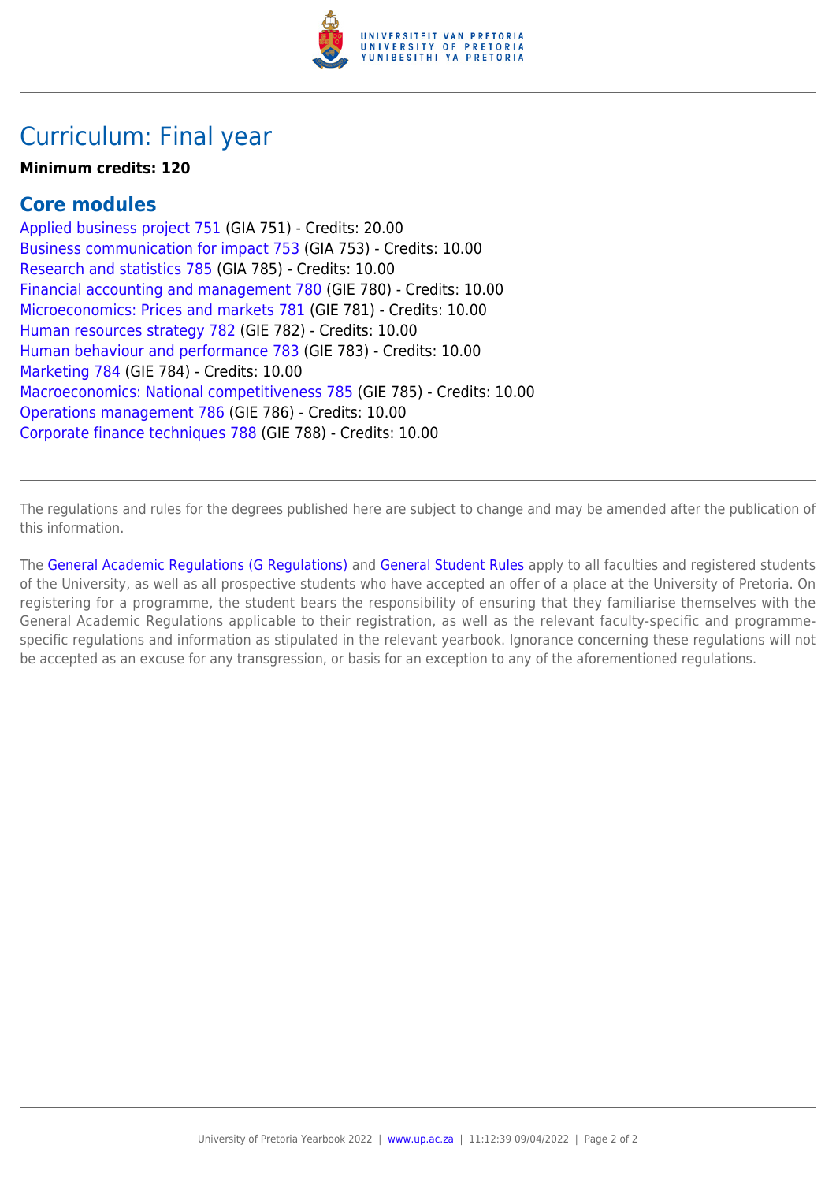# Curriculum: Final year

**Minimum credits: 120**

## Core modules

Applied business project 751 (GIA 751) - Credits: 20.00
Business communication for impact 753 (GIA 753) - Credits: 10.00
Research and statistics 785 (GIA 785) - Credits: 10.00
Financial accounting and management 780 (GIE 780) - Credits: 10.00
Microeconomics: Prices and markets 781 (GIE 781) - Credits: 10.00
Human resources strategy 782 (GIE 782) - Credits: 10.00
Human behaviour and performance 783 (GIE 783) - Credits: 10.00
Marketing 784 (GIE 784) - Credits: 10.00
Macroeconomics: National competitiveness 785 (GIE 785) - Credits: 10.00
Operations management 786 (GIE 786) - Credits: 10.00
Corporate finance techniques 788 (GIE 788) - Credits: 10.00

The regulations and rules for the degrees published here are subject to change and may be amended after the publication of this information.

The General Academic Regulations (G Regulations) and General Student Rules apply to all faculties and registered students of the University, as well as all prospective students who have accepted an offer of a place at the University of Pretoria. On registering for a programme, the student bears the responsibility of ensuring that they familiarise themselves with the General Academic Regulations applicable to their registration, as well as the relevant faculty-specific and programme-specific regulations and information as stipulated in the relevant yearbook. Ignorance concerning these regulations will not be accepted as an excuse for any transgression, or basis for an exception to any of the aforementioned regulations.